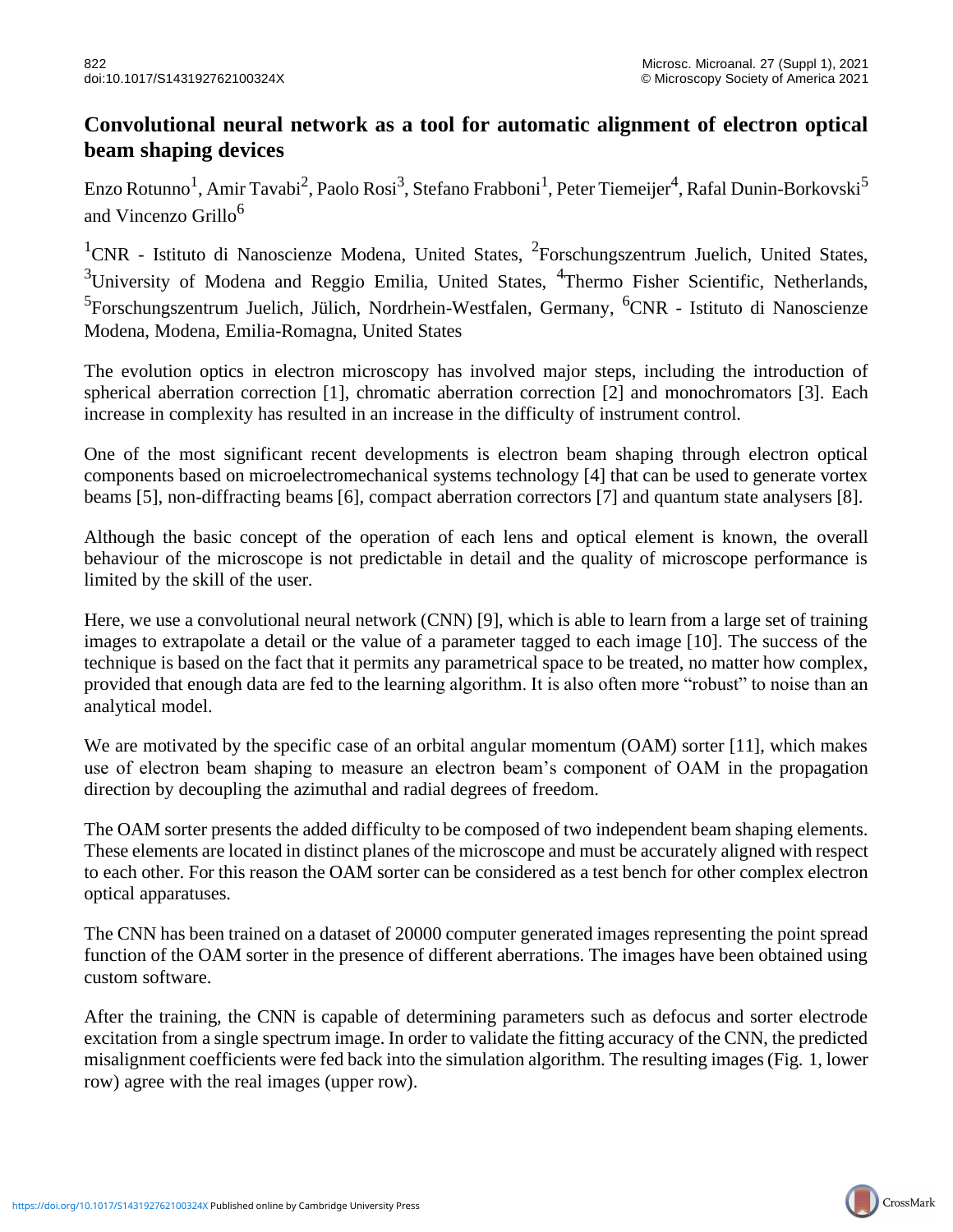# Convolutional neural network as a tool for automatic alignment of electron optical beam shaping devices

Enzo Rotunno[1], Amir Tavabi[2], Paolo Rosi[3], Stefano Frabboni[1], Peter Tiemeijer[4], Rafal Dunin-Borkovski[5] and Vincenzo Grillo[6]

[1]CNR - Istituto di Nanoscienze Modena, United States, [2]Forschungszentrum Juelich, United States, [3]University of Modena and Reggio Emilia, United States, [4]Thermo Fisher Scientific, Netherlands, [5]Forschungszentrum Juelich, Jülich, Nordrhein-Westfalen, Germany, [6]CNR - Istituto di Nanoscienze Modena, Modena, Emilia-Romagna, United States

The evolution optics in electron microscopy has involved major steps, including the introduction of spherical aberration correction [1], chromatic aberration correction [2] and monochromators [3]. Each increase in complexity has resulted in an increase in the difficulty of instrument control.

One of the most significant recent developments is electron beam shaping through electron optical components based on microelectromechanical systems technology [4] that can be used to generate vortex beams [5], non-diffracting beams [6], compact aberration correctors [7] and quantum state analysers [8].

Although the basic concept of the operation of each lens and optical element is known, the overall behaviour of the microscope is not predictable in detail and the quality of microscope performance is limited by the skill of the user.

Here, we use a convolutional neural network (CNN) [9], which is able to learn from a large set of training images to extrapolate a detail or the value of a parameter tagged to each image [10]. The success of the technique is based on the fact that it permits any parametrical space to be treated, no matter how complex, provided that enough data are fed to the learning algorithm. It is also often more "robust" to noise than an analytical model.

We are motivated by the specific case of an orbital angular momentum (OAM) sorter [11], which makes use of electron beam shaping to measure an electron beam's component of OAM in the propagation direction by decoupling the azimuthal and radial degrees of freedom.

The OAM sorter presents the added difficulty to be composed of two independent beam shaping elements. These elements are located in distinct planes of the microscope and must be accurately aligned with respect to each other. For this reason the OAM sorter can be considered as a test bench for other complex electron optical apparatuses.

The CNN has been trained on a dataset of 20000 computer generated images representing the point spread function of the OAM sorter in the presence of different aberrations. The images have been obtained using custom software.

After the training, the CNN is capable of determining parameters such as defocus and sorter electrode excitation from a single spectrum image. In order to validate the fitting accuracy of the CNN, the predicted misalignment coefficients were fed back into the simulation algorithm. The resulting images (Fig. 1, lower row) agree with the real images (upper row).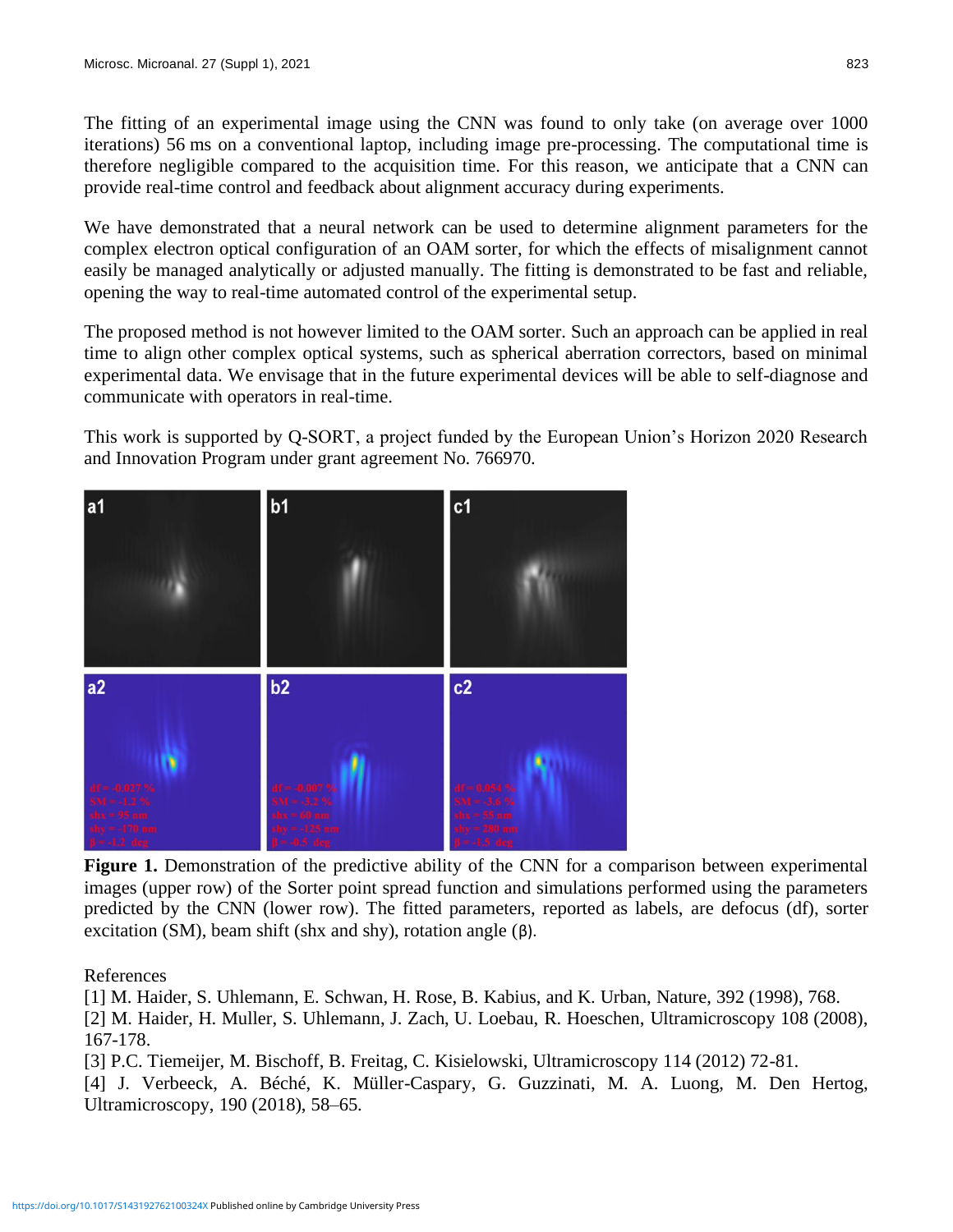The fitting of an experimental image using the CNN was found to only take (on average over 1000 iterations) 56 ms on a conventional laptop, including image pre-processing. The computational time is therefore negligible compared to the acquisition time. For this reason, we anticipate that a CNN can provide real-time control and feedback about alignment accuracy during experiments.

We have demonstrated that a neural network can be used to determine alignment parameters for the complex electron optical configuration of an OAM sorter, for which the effects of misalignment cannot easily be managed analytically or adjusted manually. The fitting is demonstrated to be fast and reliable, opening the way to real-time automated control of the experimental setup.

The proposed method is not however limited to the OAM sorter. Such an approach can be applied in real time to align other complex optical systems, such as spherical aberration correctors, based on minimal experimental data. We envisage that in the future experimental devices will be able to self-diagnose and communicate with operators in real-time.

This work is supported by Q-SORT, a project funded by the European Union's Horizon 2020 Research and Innovation Program under grant agreement No. 766970.

**Figure 1.** Demonstration of the predictive ability of the CNN for a comparison between experimental images (upper row) of the Sorter point spread function and simulations performed using the parameters predicted by the CNN (lower row). The fitted parameters, reported as labels, are defocus (df), sorter excitation (SM), beam shift (shx and shy), rotation angle (β).

References

[1] M. Haider, S. Uhlemann, E. Schwan, H. Rose, B. Kabius, and K. Urban, Nature, 392 (1998), 768.

[2] M. Haider, H. Muller, S. Uhlemann, J. Zach, U. Loebau, R. Hoeschen, Ultramicroscopy 108 (2008), 167-178.

[3] P.C. Tiemeijer, M. Bischoff, B. Freitag, C. Kisielowski, Ultramicroscopy 114 (2012) 72-81.

[4] J. Verbeeck, A. Béché, K. Müller-Caspary, G. Guzzinati, M. A. Luong, M. Den Hertog, Ultramicroscopy, 190 (2018), 58–65.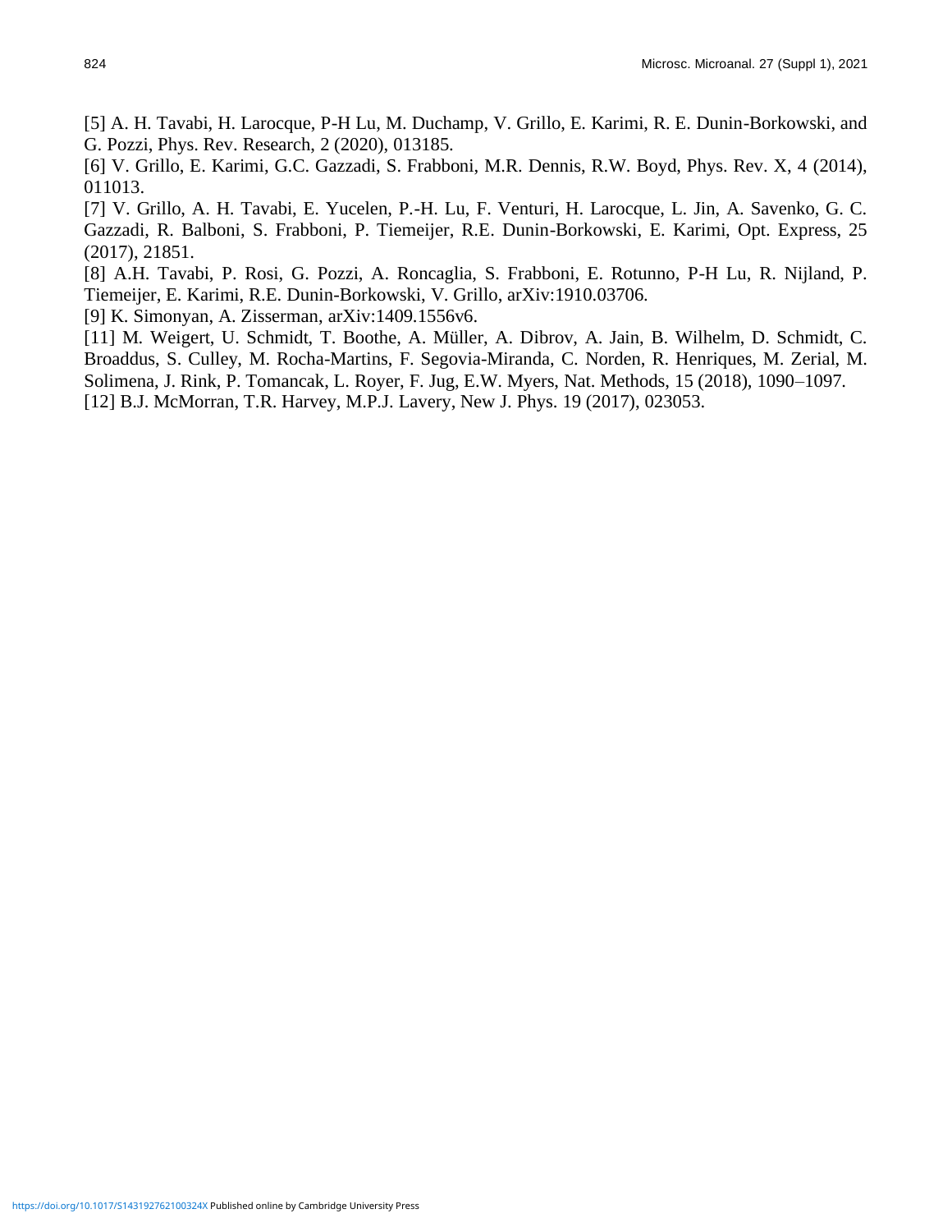[5] A. H. Tavabi, H. Larocque, P-H Lu, M. Duchamp, V. Grillo, E. Karimi, R. E. Dunin-Borkowski, and G. Pozzi, Phys. Rev. Research, 2 (2020), 013185.

[6] V. Grillo, E. Karimi, G.C. Gazzadi, S. Frabboni, M.R. Dennis, R.W. Boyd, Phys. Rev. X, 4 (2014), 011013.

[7] V. Grillo, A. H. Tavabi, E. Yucelen, P.-H. Lu, F. Venturi, H. Larocque, L. Jin, A. Savenko, G. C. Gazzadi, R. Balboni, S. Frabboni, P. Tiemeijer, R.E. Dunin-Borkowski, E. Karimi, Opt. Express, 25 (2017), 21851.

[8] A.H. Tavabi, P. Rosi, G. Pozzi, A. Roncaglia, S. Frabboni, E. Rotunno, P-H Lu, R. Nijland, P. Tiemeijer, E. Karimi, R.E. Dunin-Borkowski, V. Grillo, arXiv:1910.03706.

[9] K. Simonyan, A. Zisserman, arXiv:1409.1556v6.

[11] M. Weigert, U. Schmidt, T. Boothe, A. Müller, A. Dibrov, A. Jain, B. Wilhelm, D. Schmidt, C. Broaddus, S. Culley, M. Rocha-Martins, F. Segovia-Miranda, C. Norden, R. Henriques, M. Zerial, M. Solimena, J. Rink, P. Tomancak, L. Royer, F. Jug, E.W. Myers, Nat. Methods, 15 (2018), 1090–1097.

[12] B.J. McMorran, T.R. Harvey, M.P.J. Lavery, New J. Phys. 19 (2017), 023053.